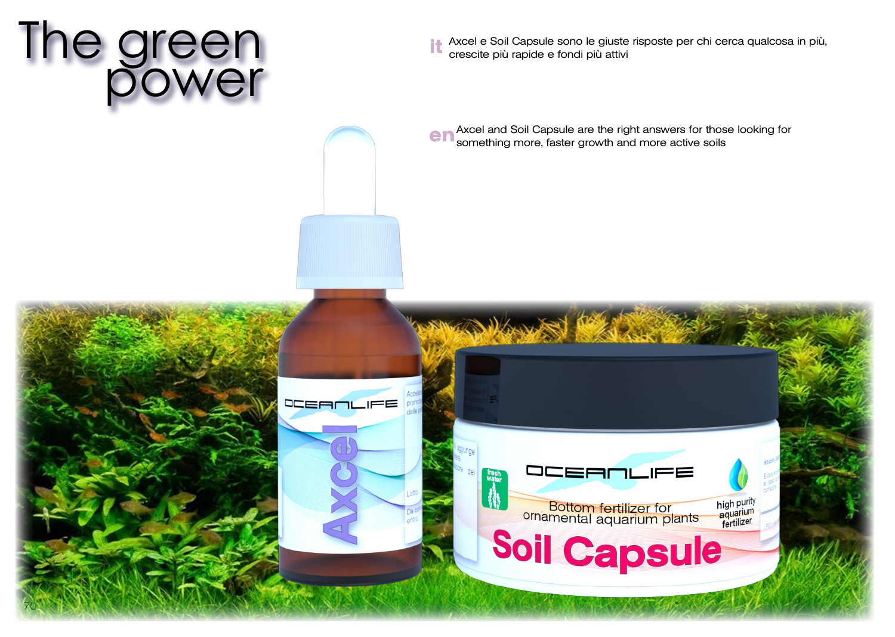# The green power

**it** Axcel e Soil Capsule sono le giuste risposte per chi cerca qualcosa in più, crescite più rapide e fondi più attivi

**en** Axcel and Soil Capsule are the right answers for those looking for something more, faster growth and more active soils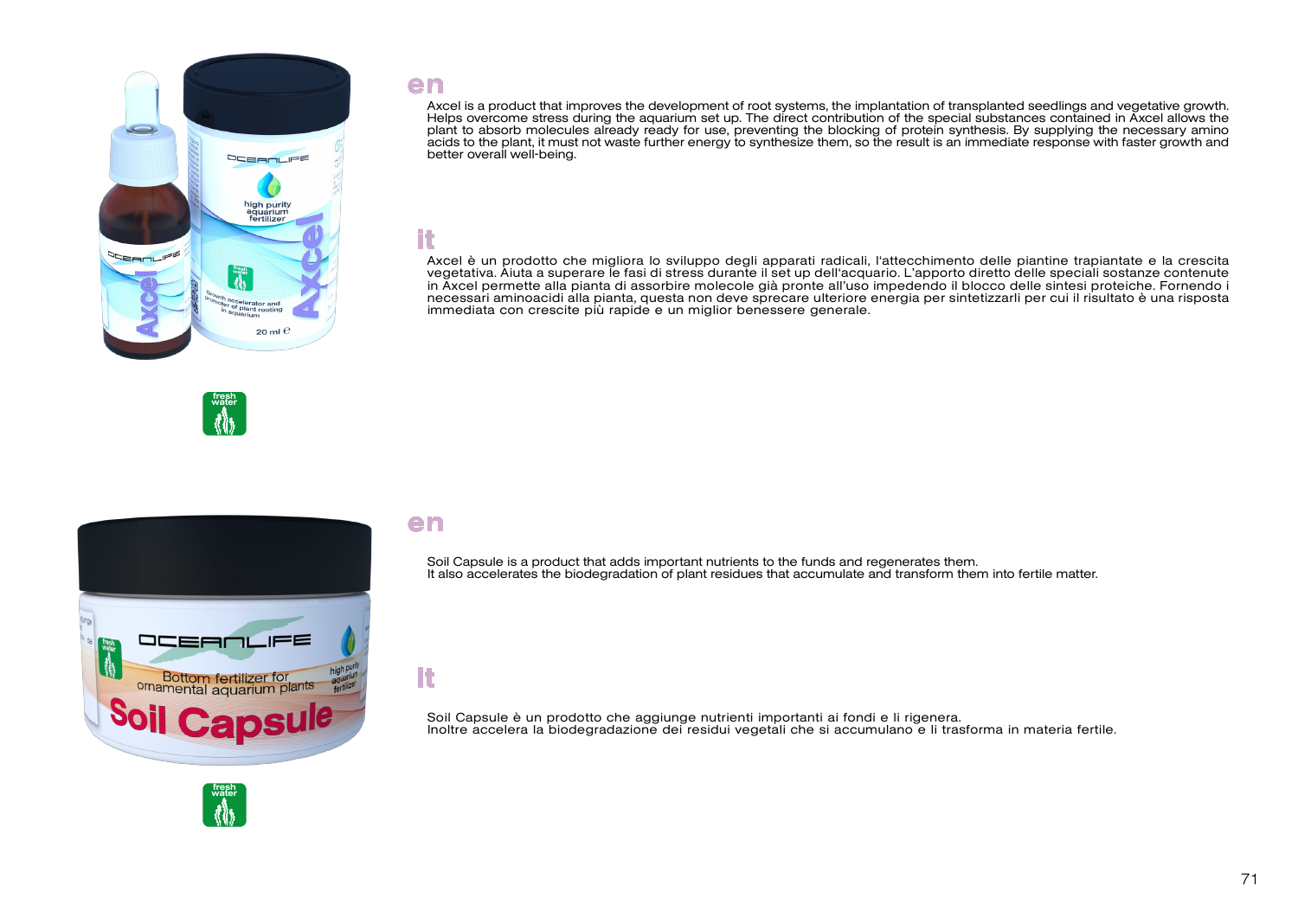## en

Axcel is a product that improves the development of root systems, the implantation of transplanted seedlings and vegetative growth. Helps overcome stress during the aquarium set up. The direct contribution of the special substances contained in Axcel allows the plant to absorb molecules already ready for use, preventing the blocking of protein synthesis. By supplying the necessary amino acids to the plant, it must not waste further energy to synthesize them, so the result is an immediate response with faster growth and better overall well-being.

## it

Axcel è un prodotto che migliora lo sviluppo degli apparati radicali, l'attecchimento delle piantine trapiantate e la crescita vegetativa. Aiuta a superare le fasi di stress durante il set up dell'acquario. L'apporto diretto delle speciali sostanze contenute in Axcel permette alla pianta di assorbire molecole già pronte all'uso impedendo il blocco delle sintesi proteiche. Fornendo i necessari aminoacidi alla pianta, questa non deve sprecare ulteriore energia per sintetizzarli per cui il risultato è una risposta immediata con crescite più rapide e un miglior benessere generale.

## en

Soil Capsule is a product that adds important nutrients to the funds and regenerates them.
It also accelerates the biodegradation of plant residues that accumulate and transform them into fertile matter.

## It

Soil Capsule è un prodotto che aggiunge nutrienti importanti ai fondi e li rigenera.
Inoltre accelera la biodegradazione dei residui vegetali che si accumulano e li trasforma in materia fertile.